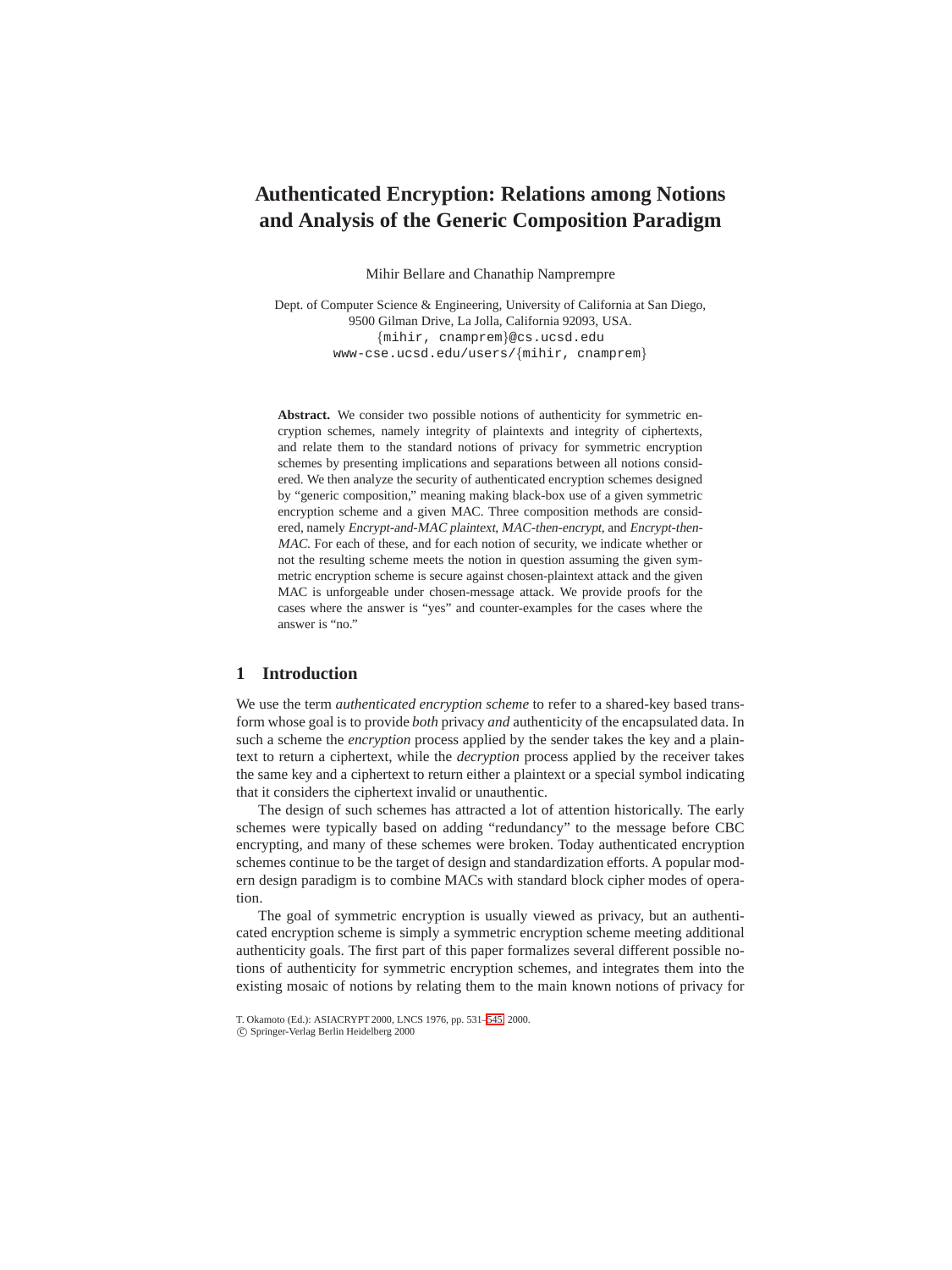# Authenticated Encryption: Relations among Notions and Analysis of the Generic Composition Paradigm

Mihir Bellare and Chanathip Namprempre

Dept. of Computer Science & Engineering, University of California at San Diego, 9500 Gilman Drive, La Jolla, California 92093, USA.
{mihir, cnamprem}@cs.ucsd.edu
www-cse.ucsd.edu/users/{mihir, cnamprem}

**Abstract.** We consider two possible notions of authenticity for symmetric encryption schemes, namely integrity of plaintexts and integrity of ciphertexts, and relate them to the standard notions of privacy for symmetric encryption schemes by presenting implications and separations between all notions considered. We then analyze the security of authenticated encryption schemes designed by "generic composition," meaning making black-box use of a given symmetric encryption scheme and a given MAC. Three composition methods are considered, namely *Encrypt-and-MAC plaintext*, *MAC-then-encrypt*, and *Encrypt-then-MAC*. For each of these, and for each notion of security, we indicate whether or not the resulting scheme meets the notion in question assuming the given symmetric encryption scheme is secure against chosen-plaintext attack and the given MAC is unforgeable under chosen-message attack. We provide proofs for the cases where the answer is "yes" and counter-examples for the cases where the answer is "no."

## 1 Introduction

We use the term *authenticated encryption scheme* to refer to a shared-key based transform whose goal is to provide *both* privacy *and* authenticity of the encapsulated data. In such a scheme the *encryption* process applied by the sender takes the key and a plaintext to return a ciphertext, while the *decryption* process applied by the receiver takes the same key and a ciphertext to return either a plaintext or a special symbol indicating that it considers the ciphertext invalid or unauthentic.

The design of such schemes has attracted a lot of attention historically. The early schemes were typically based on adding "redundancy" to the message before CBC encrypting, and many of these schemes were broken. Today authenticated encryption schemes continue to be the target of design and standardization efforts. A popular modern design paradigm is to combine MACs with standard block cipher modes of operation.

The goal of symmetric encryption is usually viewed as privacy, but an authenticated encryption scheme is simply a symmetric encryption scheme meeting additional authenticity goals. The first part of this paper formalizes several different possible notions of authenticity for symmetric encryption schemes, and integrates them into the existing mosaic of notions by relating them to the main known notions of privacy for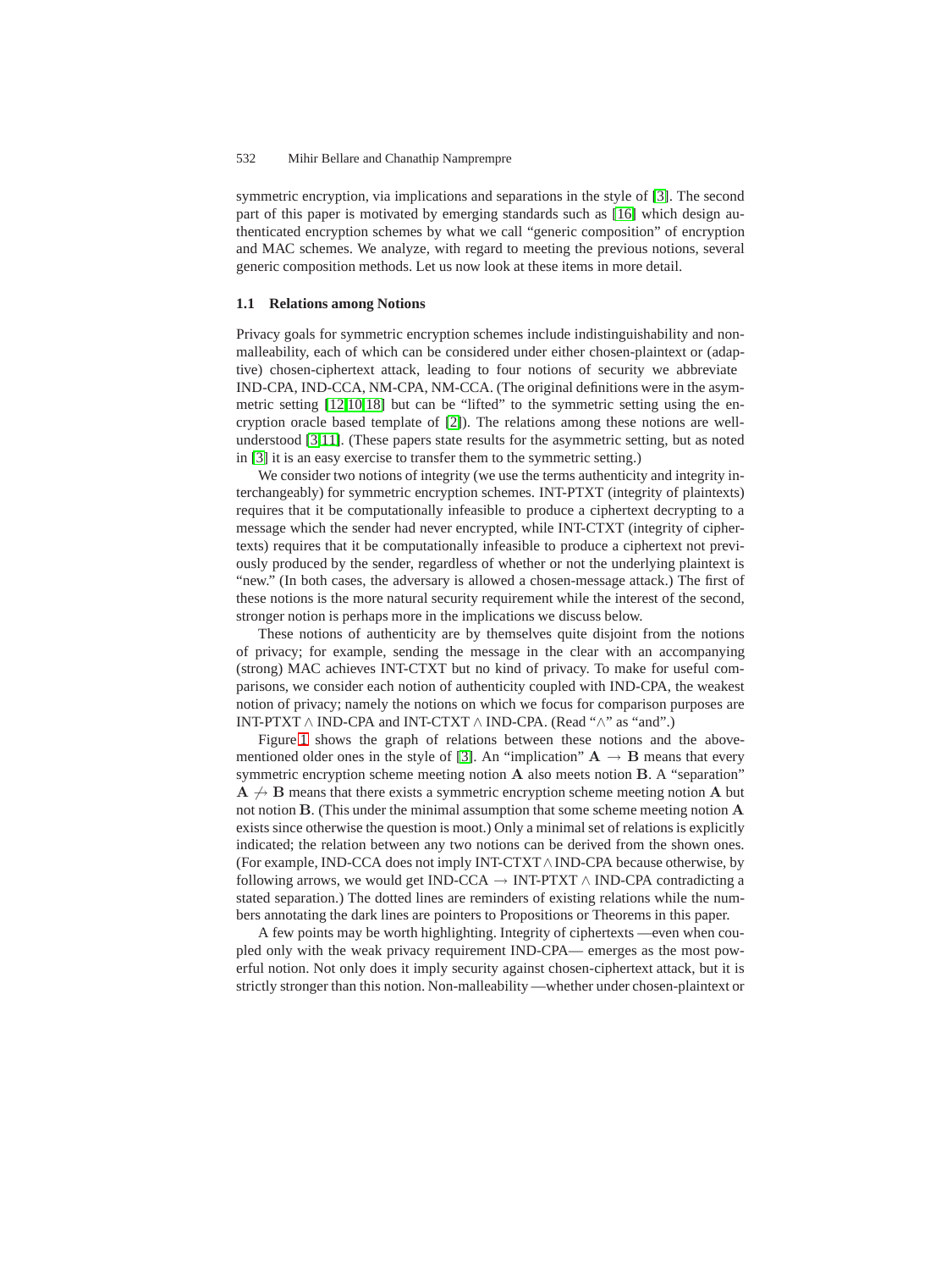symmetric encryption, via implications and separations in the style of [3]. The second part of this paper is motivated by emerging standards such as [16] which design authenticated encryption schemes by what we call "generic composition" of encryption and MAC schemes. We analyze, with regard to meeting the previous notions, several generic composition methods. Let us now look at these items in more detail.

### 1.1 Relations among Notions

Privacy goals for symmetric encryption schemes include indistinguishability and non-malleability, each of which can be considered under either chosen-plaintext or (adaptive) chosen-ciphertext attack, leading to four notions of security we abbreviate IND-CPA, IND-CCA, NM-CPA, NM-CCA. (The original definitions were in the asymmetric setting [12,10,18] but can be "lifted" to the symmetric setting using the encryption oracle based template of [2]). The relations among these notions are well-understood [3,11]. (These papers state results for the asymmetric setting, but as noted in [3] it is an easy exercise to transfer them to the symmetric setting.)

We consider two notions of integrity (we use the terms authenticity and integrity interchangeably) for symmetric encryption schemes. INT-PTXT (integrity of plaintexts) requires that it be computationally infeasible to produce a ciphertext decrypting to a message which the sender had never encrypted, while INT-CTXT (integrity of ciphertexts) requires that it be computationally infeasible to produce a ciphertext not previously produced by the sender, regardless of whether or not the underlying plaintext is "new." (In both cases, the adversary is allowed a chosen-message attack.) The first of these notions is the more natural security requirement while the interest of the second, stronger notion is perhaps more in the implications we discuss below.

These notions of authenticity are by themselves quite disjoint from the notions of privacy; for example, sending the message in the clear with an accompanying (strong) MAC achieves INT-CTXT but no kind of privacy. To make for useful comparisons, we consider each notion of authenticity coupled with IND-CPA, the weakest notion of privacy; namely the notions on which we focus for comparison purposes are INT-PTXT $\wedge$ IND-CPA and INT-CTXT $\wedge$ IND-CPA. (Read "$\wedge$" as "and".)

Figure 1 shows the graph of relations between these notions and the above-mentioned older ones in the style of [3]. An "implication" $\mathbf{A} \rightarrow \mathbf{B}$ means that every symmetric encryption scheme meeting notion $\mathbf{A}$ also meets notion $\mathbf{B}$. A "separation" $\mathbf{A} \not\rightarrow \mathbf{B}$ means that there exists a symmetric encryption scheme meeting notion $\mathbf{A}$ but not notion $\mathbf{B}$. (This under the minimal assumption that some scheme meeting notion $\mathbf{A}$ exists since otherwise the question is moot.) Only a minimal set of relations is explicitly indicated; the relation between any two notions can be derived from the shown ones. (For example, IND-CCA does not imply INT-CTXT $\wedge$ IND-CPA because otherwise, by following arrows, we would get IND-CCA $\rightarrow$ INT-PTXT $\wedge$ IND-CPA contradicting a stated separation.) The dotted lines are reminders of existing relations while the numbers annotating the dark lines are pointers to Propositions or Theorems in this paper.

A few points may be worth highlighting. Integrity of ciphertexts —even when coupled only with the weak privacy requirement IND-CPA— emerges as the most powerful notion. Not only does it imply security against chosen-ciphertext attack, but it is strictly stronger than this notion. Non-malleability —whether under chosen-plaintext or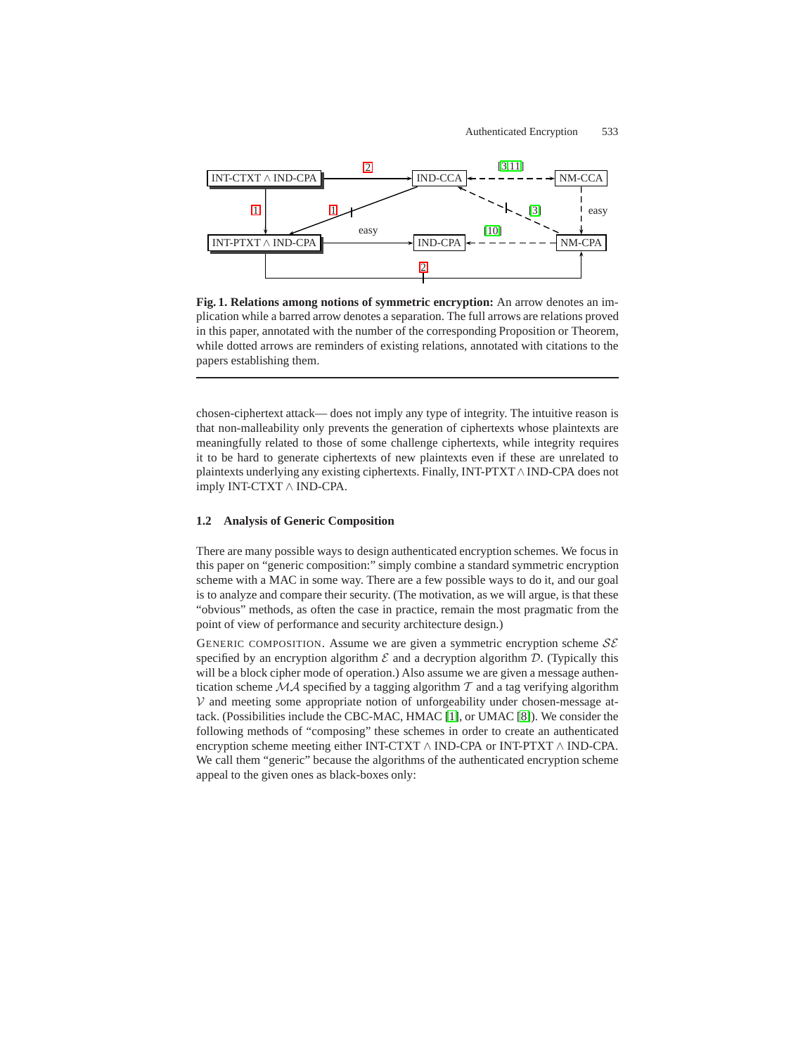Fig. 1. Relations among notions of symmetric encryption: An arrow denotes an implication while a barred arrow denotes a separation. The full arrows are relations proved in this paper, annotated with the number of the corresponding Proposition or Theorem, while dotted arrows are reminders of existing relations, annotated with citations to the papers establishing them.

chosen-ciphertext attack— does not imply any type of integrity. The intuitive reason is that non-malleability only prevents the generation of ciphertexts whose plaintexts are meaningfully related to those of some challenge ciphertexts, while integrity requires it to be hard to generate ciphertexts of new plaintexts even if these are unrelated to plaintexts underlying any existing ciphertexts. Finally, INT-PTXT $\wedge$ IND-CPA does not imply INT-CTXT $\wedge$ IND-CPA.

### 1.2 Analysis of Generic Composition

There are many possible ways to design authenticated encryption schemes. We focus in this paper on “generic composition:” simply combine a standard symmetric encryption scheme with a MAC in some way. There are a few possible ways to do it, and our goal is to analyze and compare their security. (The motivation, as we will argue, is that these “obvious” methods, as often the case in practice, remain the most pragmatic from the point of view of performance and security architecture design.)

GENERIC COMPOSITION. Assume we are given a symmetric encryption scheme $\mathcal{SE}$ specified by an encryption algorithm $\mathcal{E}$ and a decryption algorithm $\mathcal{D}$. (Typically this will be a block cipher mode of operation.) Also assume we are given a message authentication scheme $\mathcal{MA}$ specified by a tagging algorithm $\mathcal{T}$ and a tag verifying algorithm $\mathcal{V}$ and meeting some appropriate notion of unforgeability under chosen-message attack. (Possibilities include the CBC-MAC, HMAC [1], or UMAC [8]). We consider the following methods of “composing” these schemes in order to create an authenticated encryption scheme meeting either INT-CTXT $\wedge$ IND-CPA or INT-PTXT $\wedge$ IND-CPA. We call them “generic” because the algorithms of the authenticated encryption scheme appeal to the given ones as black-boxes only: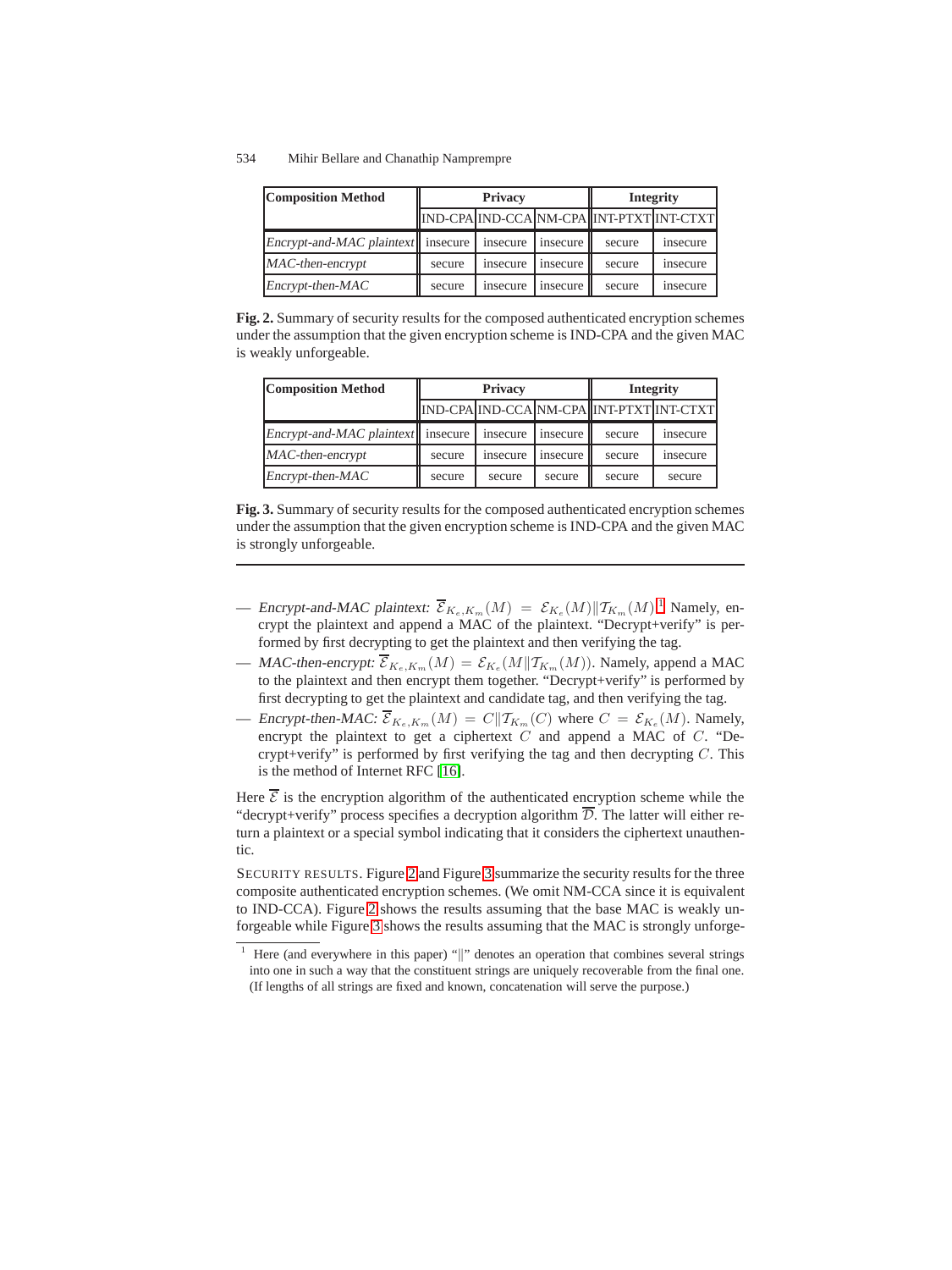| Composition Method | Privacy | | | Integrity | |
|---|---|---|---|---|---|
| | IND-CPA | IND-CCA | NM-CPA | INT-PTXT | INT-CTXT |
| *Encrypt-and-MAC plaintext* | insecure | insecure | insecure | secure | insecure |
| *MAC-then-encrypt* | secure | insecure | insecure | secure | insecure |
| *Encrypt-then-MAC* | secure | insecure | insecure | secure | insecure |

**Fig. 2.** Summary of security results for the composed authenticated encryption schemes under the assumption that the given encryption scheme is IND-CPA and the given MAC is weakly unforgeable.

| Composition Method | Privacy | | | Integrity | |
|---|---|---|---|---|---|
| | IND-CPA | IND-CCA | NM-CPA | INT-PTXT | INT-CTXT |
| *Encrypt-and-MAC plaintext* | insecure | insecure | insecure | secure | insecure |
| *MAC-then-encrypt* | secure | insecure | insecure | secure | insecure |
| *Encrypt-then-MAC* | secure | secure | secure | secure | secure |

**Fig. 3.** Summary of security results for the composed authenticated encryption schemes under the assumption that the given encryption scheme is IND-CPA and the given MAC is strongly unforgeable.

— *Encrypt-and-MAC plaintext:* $\overline{\mathcal{E}}_{K_e,K_m}(M) = \mathcal{E}_{K_e}(M)\|\mathcal{T}_{K_m}(M)$.[1] Namely, encrypt the plaintext and append a MAC of the plaintext. "Decrypt+verify" is performed by first decrypting to get the plaintext and then verifying the tag.

— *MAC-then-encrypt:* $\overline{\mathcal{E}}_{K_e,K_m}(M) = \mathcal{E}_{K_e}(M\|\mathcal{T}_{K_m}(M))$. Namely, append a MAC to the plaintext and then encrypt them together. "Decrypt+verify" is performed by first decrypting to get the plaintext and candidate tag, and then verifying the tag.

— *Encrypt-then-MAC:* $\overline{\mathcal{E}}_{K_e,K_m}(M) = C\|\mathcal{T}_{K_m}(C)$ where $C = \mathcal{E}_{K_e}(M)$. Namely, encrypt the plaintext to get a ciphertext $C$ and append a MAC of $C$. "Decrypt+verify" is performed by first verifying the tag and then decrypting $C$. This is the method of Internet RFC [16].

Here $\overline{\mathcal{E}}$ is the encryption algorithm of the authenticated encryption scheme while the "decrypt+verify" process specifies a decryption algorithm $\overline{\mathcal{D}}$. The latter will either return a plaintext or a special symbol indicating that it considers the ciphertext unauthentic.

SECURITY RESULTS. Figure 2 and Figure 3 summarize the security results for the three composite authenticated encryption schemes. (We omit NM-CCA since it is equivalent to IND-CCA). Figure 2 shows the results assuming that the base MAC is weakly unforgeable while Figure 3 shows the results assuming that the MAC is strongly unforge-

[1] Here (and everywhere in this paper) "$\|$" denotes an operation that combines several strings into one in such a way that the constituent strings are uniquely recoverable from the final one. (If lengths of all strings are fixed and known, concatenation will serve the purpose.)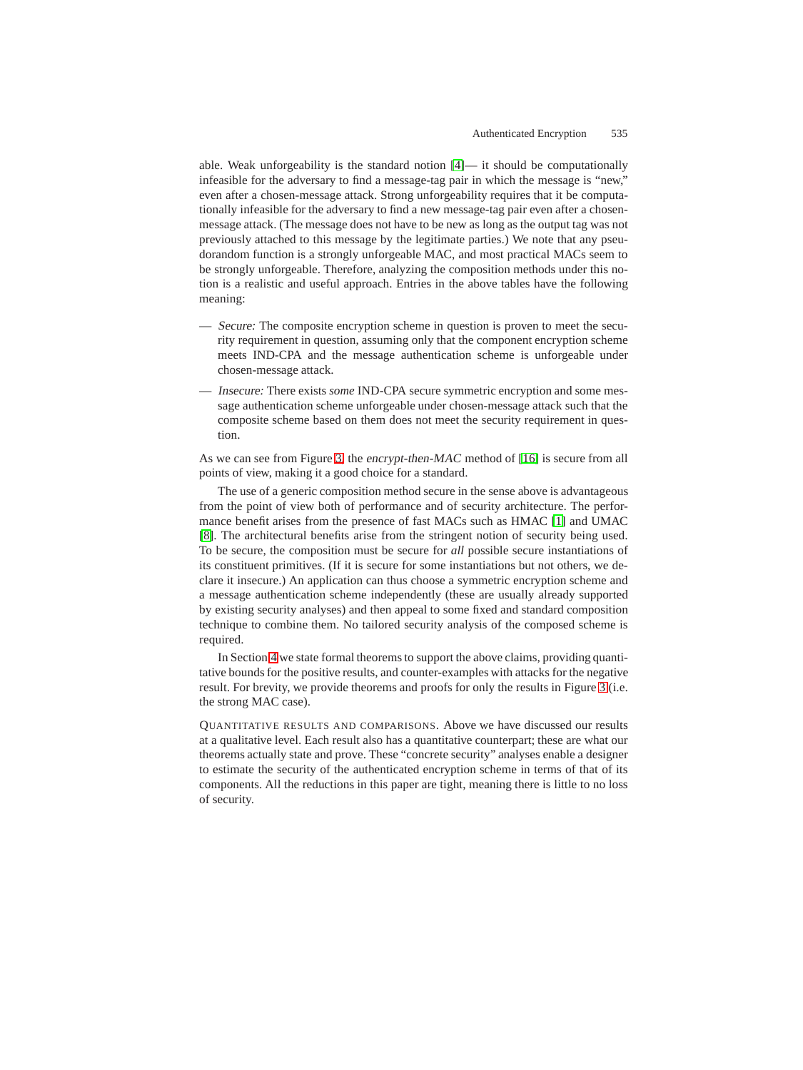able. Weak unforgeability is the standard notion [4]— it should be computationally infeasible for the adversary to find a message-tag pair in which the message is "new," even after a chosen-message attack. Strong unforgeability requires that it be computationally infeasible for the adversary to find a new message-tag pair even after a chosen-message attack. (The message does not have to be new as long as the output tag was not previously attached to this message by the legitimate parties.) We note that any pseudorandom function is a strongly unforgeable MAC, and most practical MACs seem to be strongly unforgeable. Therefore, analyzing the composition methods under this notion is a realistic and useful approach. Entries in the above tables have the following meaning:

- *Secure:* The composite encryption scheme in question is proven to meet the security requirement in question, assuming only that the component encryption scheme meets IND-CPA and the message authentication scheme is unforgeable under chosen-message attack.
- *Insecure:* There exists *some* IND-CPA secure symmetric encryption and some message authentication scheme unforgeable under chosen-message attack such that the composite scheme based on them does not meet the security requirement in question.

As we can see from Figure 3, the *encrypt-then-MAC* method of [16] is secure from all points of view, making it a good choice for a standard.

The use of a generic composition method secure in the sense above is advantageous from the point of view both of performance and of security architecture. The performance benefit arises from the presence of fast MACs such as HMAC [1] and UMAC [8]. The architectural benefits arise from the stringent notion of security being used. To be secure, the composition must be secure for *all* possible secure instantiations of its constituent primitives. (If it is secure for some instantiations but not others, we declare it insecure.) An application can thus choose a symmetric encryption scheme and a message authentication scheme independently (these are usually already supported by existing security analyses) and then appeal to some fixed and standard composition technique to combine them. No tailored security analysis of the composed scheme is required.

In Section 4 we state formal theorems to support the above claims, providing quantitative bounds for the positive results, and counter-examples with attacks for the negative result. For brevity, we provide theorems and proofs for only the results in Figure 3 (i.e. the strong MAC case).

QUANTITATIVE RESULTS AND COMPARISONS. Above we have discussed our results at a qualitative level. Each result also has a quantitative counterpart; these are what our theorems actually state and prove. These "concrete security" analyses enable a designer to estimate the security of the authenticated encryption scheme in terms of that of its components. All the reductions in this paper are tight, meaning there is little to no loss of security.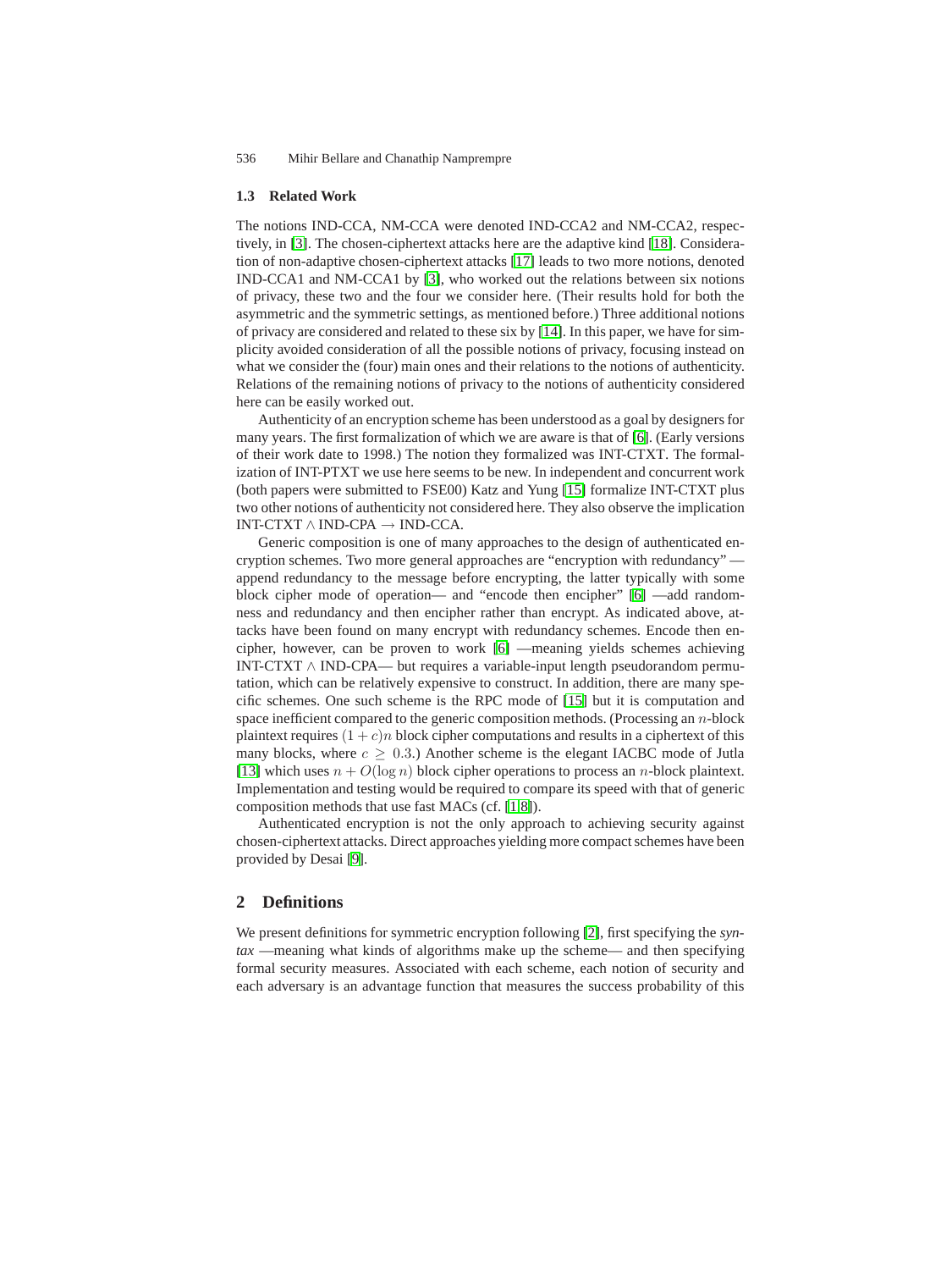### 1.3 Related Work

The notions IND-CCA, NM-CCA were denoted IND-CCA2 and NM-CCA2, respectively, in [3]. The chosen-ciphertext attacks here are the adaptive kind [18]. Consideration of non-adaptive chosen-ciphertext attacks [17] leads to two more notions, denoted IND-CCA1 and NM-CCA1 by [3], who worked out the relations between six notions of privacy, these two and the four we consider here. (Their results hold for both the asymmetric and the symmetric settings, as mentioned before.) Three additional notions of privacy are considered and related to these six by [14]. In this paper, we have for simplicity avoided consideration of all the possible notions of privacy, focusing instead on what we consider the (four) main ones and their relations to the notions of authenticity. Relations of the remaining notions of privacy to the notions of authenticity considered here can be easily worked out.

Authenticity of an encryption scheme has been understood as a goal by designers for many years. The first formalization of which we are aware is that of [6]. (Early versions of their work date to 1998.) The notion they formalized was INT-CTXT. The formalization of INT-PTXT we use here seems to be new. In independent and concurrent work (both papers were submitted to FSE00) Katz and Yung [15] formalize INT-CTXT plus two other notions of authenticity not considered here. They also observe the implication INT-CTXT $\wedge$ IND-CPA $\rightarrow$ IND-CCA.

Generic composition is one of many approaches to the design of authenticated encryption schemes. Two more general approaches are "encryption with redundancy" —append redundancy to the message before encrypting, the latter typically with some block cipher mode of operation— and "encode then encipher" [6] —add randomness and redundancy and then encipher rather than encrypt. As indicated above, attacks have been found on many encrypt with redundancy schemes. Encode then encipher, however, can be proven to work [6] —meaning yields schemes achieving INT-CTXT $\wedge$ IND-CPA— but requires a variable-input length pseudorandom permutation, which can be relatively expensive to construct. In addition, there are many specific schemes. One such scheme is the RPC mode of [15] but it is computation and space inefficient compared to the generic composition methods. (Processing an $n$-block plaintext requires $(1+c)n$ block cipher computations and results in a ciphertext of this many blocks, where $c \geq 0.3$.) Another scheme is the elegant IACBC mode of Jutla [13] which uses $n + O(\log n)$ block cipher operations to process an $n$-block plaintext. Implementation and testing would be required to compare its speed with that of generic composition methods that use fast MACs (cf. [1,8]).

Authenticated encryption is not the only approach to achieving security against chosen-ciphertext attacks. Direct approaches yielding more compact schemes have been provided by Desai [9].

## 2 Definitions

We present definitions for symmetric encryption following [2], first specifying the *syntax* —meaning what kinds of algorithms make up the scheme— and then specifying formal security measures. Associated with each scheme, each notion of security and each adversary is an advantage function that measures the success probability of this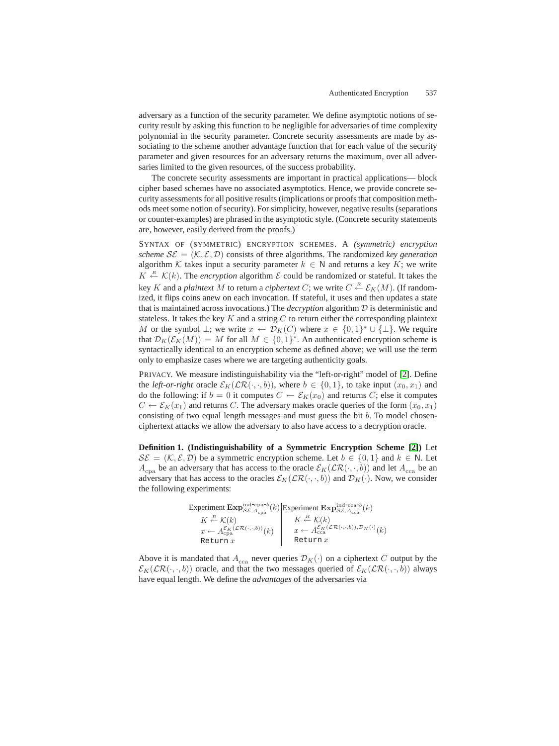adversary as a function of the security parameter. We define asymptotic notions of security result by asking this function to be negligible for adversaries of time complexity polynomial in the security parameter. Concrete security assessments are made by associating to the scheme another advantage function that for each value of the security parameter and given resources for an adversary returns the maximum, over all adversaries limited to the given resources, of the success probability.

The concrete security assessments are important in practical applications— block cipher based schemes have no associated asymptotics. Hence, we provide concrete security assessments for all positive results (implications or proofs that composition methods meet some notion of security). For simplicity, however, negative results (separations or counter-examples) are phrased in the asymptotic style. (Concrete security statements are, however, easily derived from the proofs.)

SYNTAX OF (SYMMETRIC) ENCRYPTION SCHEMES. A *(symmetric) encryption scheme* $\mathcal{SE} = (\mathcal{K}, \mathcal{E}, \mathcal{D})$ consists of three algorithms. The randomized *key generation* algorithm $\mathcal{K}$ takes input a security parameter $k \in \mathsf{N}$ and returns a key $K$; we write $K \stackrel{R}{\leftarrow} \mathcal{K}(k)$. The *encryption* algorithm $\mathcal{E}$ could be randomized or stateful. It takes the key $K$ and a *plaintext* $M$ to return a *ciphertext* $C$; we write $C \stackrel{R}{\leftarrow} \mathcal{E}_K(M)$. (If randomized, it flips coins anew on each invocation. If stateful, it uses and then updates a state that is maintained across invocations.) The *decryption* algorithm $\mathcal{D}$ is deterministic and stateless. It takes the key $K$ and a string $C$ to return either the corresponding plaintext $M$ or the symbol $\perp$; we write $x \leftarrow \mathcal{D}_K(C)$ where $x \in \{0,1\}^* \cup \{\perp\}$. We require that $\mathcal{D}_K(\mathcal{E}_K(M)) = M$ for all $M \in \{0,1\}^*$. An authenticated encryption scheme is syntactically identical to an encryption scheme as defined above; we will use the term only to emphasize cases where we are targeting authenticity goals.

PRIVACY. We measure indistinguishability via the "left-or-right" model of [2]. Define the *left-or-right* oracle $\mathcal{E}_K(\mathcal{LR}(\cdot,\cdot,b))$, where $b \in \{0,1\}$, to take input $(x_0, x_1)$ and do the following: if $b = 0$ it computes $C \leftarrow \mathcal{E}_K(x_0)$ and returns $C$; else it computes $C \leftarrow \mathcal{E}_K(x_1)$ and returns $C$. The adversary makes oracle queries of the form $(x_0, x_1)$ consisting of two equal length messages and must guess the bit $b$. To model chosen-ciphertext attacks we allow the adversary to also have access to a decryption oracle.

**Definition 1. (Indistinguishability of a Symmetric Encryption Scheme [2])** Let $\mathcal{SE} = (\mathcal{K}, \mathcal{E}, \mathcal{D})$ be a symmetric encryption scheme. Let $b \in \{0,1\}$ and $k \in \mathsf{N}$. Let $A_{\text{cpa}}$ be an adversary that has access to the oracle $\mathcal{E}_K(\mathcal{LR}(\cdot,\cdot,b))$ and let $A_{\text{cca}}$ be an adversary that has access to the oracles $\mathcal{E}_K(\mathcal{LR}(\cdot,\cdot,b))$ and $\mathcal{D}_K(\cdot)$. Now, we consider the following experiments:

| Experiment $\mathbf{Exp}^{\text{ind-cpa-}b}_{\mathcal{SE},A_{\text{cpa}}}(k)$ | Experiment $\mathbf{Exp}^{\text{ind-cca-}b}_{\mathcal{SE},A_{\text{cca}}}(k)$ |
|---|---|
| $K \stackrel{R}{\leftarrow} \mathcal{K}(k)$ | $K \stackrel{R}{\leftarrow} \mathcal{K}(k)$ |
| $x \leftarrow A_{\text{cpa}}^{\mathcal{E}_K(\mathcal{LR}(\cdot,\cdot,b))}(k)$ | $x \leftarrow A_{\text{cca}}^{\mathcal{E}_K(\mathcal{LR}(\cdot,\cdot,b)),\mathcal{D}_K(\cdot)}(k)$ |
| Return $x$ | Return $x$ |

Above it is mandated that $A_{\text{cca}}$ never queries $\mathcal{D}_K(\cdot)$ on a ciphertext $C$ output by the $\mathcal{E}_K(\mathcal{LR}(\cdot,\cdot,b))$ oracle, and that the two messages queried of $\mathcal{E}_K(\mathcal{LR}(\cdot,\cdot,b))$ always have equal length. We define the *advantages* of the adversaries via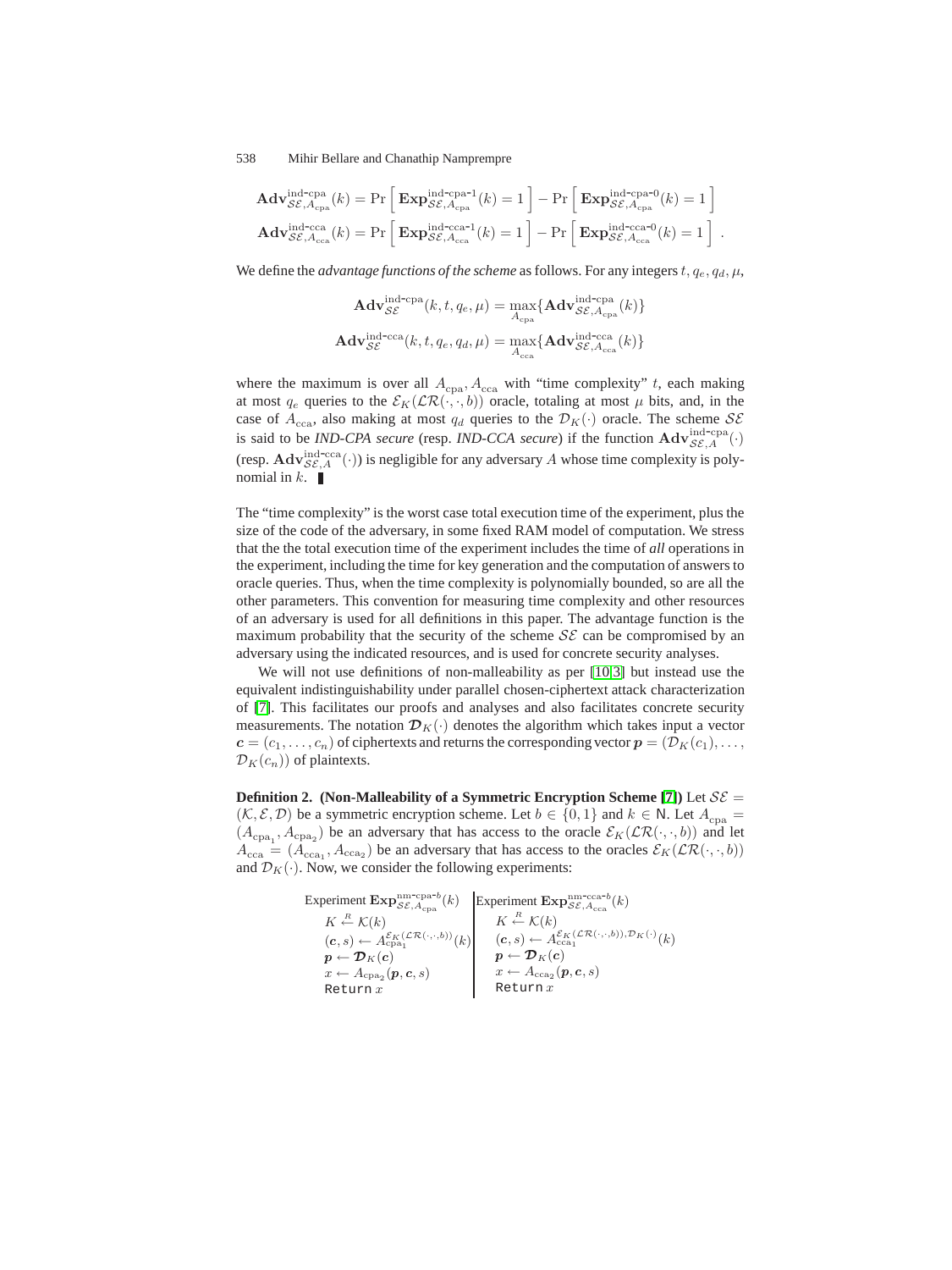$$\mathbf{Adv}^{\text{ind-cpa}}_{\mathcal{SE},A_{\text{cpa}}}(k) = \Pr\left[\,\mathbf{Exp}^{\text{ind-cpa-1}}_{\mathcal{SE},A_{\text{cpa}}}(k) = 1\,\right] - \Pr\left[\,\mathbf{Exp}^{\text{ind-cpa-0}}_{\mathcal{SE},A_{\text{cpa}}}(k) = 1\,\right]$$

$$\mathbf{Adv}^{\text{ind-cca}}_{\mathcal{SE},A_{\text{cca}}}(k) = \Pr\left[\,\mathbf{Exp}^{\text{ind-cca-1}}_{\mathcal{SE},A_{\text{cca}}}(k) = 1\,\right] - \Pr\left[\,\mathbf{Exp}^{\text{ind-cca-0}}_{\mathcal{SE},A_{\text{cca}}}(k) = 1\,\right] .$$

We define the *advantage functions of the scheme* as follows. For any integers $t, q_e, q_d, \mu$,

$$\mathbf{Adv}^{\text{ind-cpa}}_{\mathcal{SE}}(k, t, q_e, \mu) = \max_{A_{\text{cpa}}}\{\mathbf{Adv}^{\text{ind-cpa}}_{\mathcal{SE},A_{\text{cpa}}}(k)\}$$

$$\mathbf{Adv}^{\text{ind-cca}}_{\mathcal{SE}}(k, t, q_e, q_d, \mu) = \max_{A_{\text{cca}}}\{\mathbf{Adv}^{\text{ind-cca}}_{\mathcal{SE},A_{\text{cca}}}(k)\}$$

where the maximum is over all $A_{\text{cpa}}, A_{\text{cca}}$ with "time complexity" $t$, each making at most $q_e$ queries to the $\mathcal{E}_K(\mathcal{LR}(\cdot,\cdot,b))$ oracle, totaling at most $\mu$ bits, and, in the case of $A_{\text{cca}}$, also making at most $q_d$ queries to the $\mathcal{D}_K(\cdot)$ oracle. The scheme $\mathcal{SE}$ is said to be *IND-CPA secure* (resp. *IND-CCA secure*) if the function $\mathbf{Adv}^{\text{ind-cpa}}_{\mathcal{SE},A}(\cdot)$ (resp. $\mathbf{Adv}^{\text{ind-cca}}_{\mathcal{SE},A}(\cdot)$) is negligible for any adversary $A$ whose time complexity is polynomial in $k$. ∎

The "time complexity" is the worst case total execution time of the experiment, plus the size of the code of the adversary, in some fixed RAM model of computation. We stress that the the total execution time of the experiment includes the time of *all* operations in the experiment, including the time for key generation and the computation of answers to oracle queries. Thus, when the time complexity is polynomially bounded, so are all the other parameters. This convention for measuring time complexity and other resources of an adversary is used for all definitions in this paper. The advantage function is the maximum probability that the security of the scheme $\mathcal{SE}$ can be compromised by an adversary using the indicated resources, and is used for concrete security analyses.

We will not use definitions of non-malleability as per [10,3] but instead use the equivalent indistinguishability under parallel chosen-ciphertext attack characterization of [7]. This facilitates our proofs and analyses and also facilitates concrete security measurements. The notation $\boldsymbol{\mathcal{D}}_K(\cdot)$ denotes the algorithm which takes input a vector $\boldsymbol{c} = (c_1, \ldots, c_n)$ of ciphertexts and returns the corresponding vector $\boldsymbol{p} = (\mathcal{D}_K(c_1), \ldots, \mathcal{D}_K(c_n))$ of plaintexts.

**Definition 2. (Non-Malleability of a Symmetric Encryption Scheme [7])** Let $\mathcal{SE} = (\mathcal{K}, \mathcal{E}, \mathcal{D})$ be a symmetric encryption scheme. Let $b \in \{0, 1\}$ and $k \in \mathsf{N}$. Let $A_{\text{cpa}} = (A_{\text{cpa}_1}, A_{\text{cpa}_2})$ be an adversary that has access to the oracle $\mathcal{E}_K(\mathcal{LR}(\cdot,\cdot,b))$ and let $A_{\text{cca}} = (A_{\text{cca}_1}, A_{\text{cca}_2})$ be an adversary that has access to the oracles $\mathcal{E}_K(\mathcal{LR}(\cdot,\cdot,b))$ and $\mathcal{D}_K(\cdot)$. Now, we consider the following experiments:

| Experiment $\mathbf{Exp}^{\text{nm-cpa-}b}_{\mathcal{SE},A_{\text{cpa}}}(k)$ | Experiment $\mathbf{Exp}^{\text{nm-cca-}b}_{\mathcal{SE},A_{\text{cca}}}(k)$ |
|---|---|
| $K \xleftarrow{R} \mathcal{K}(k)$ | $K \xleftarrow{R} \mathcal{K}(k)$ |
| $(\boldsymbol{c}, s) \leftarrow A_{\text{cpa}_1}^{\mathcal{E}_K(\mathcal{LR}(\cdot,\cdot,b))}(k)$ | $(\boldsymbol{c}, s) \leftarrow A_{\text{cca}_1}^{\mathcal{E}_K(\mathcal{LR}(\cdot,\cdot,b)), \mathcal{D}_K(\cdot)}(k)$ |
| $\boldsymbol{p} \leftarrow \boldsymbol{\mathcal{D}}_K(\boldsymbol{c})$ | $\boldsymbol{p} \leftarrow \boldsymbol{\mathcal{D}}_K(\boldsymbol{c})$ |
| $x \leftarrow A_{\text{cpa}_2}(\boldsymbol{p}, \boldsymbol{c}, s)$ | $x \leftarrow A_{\text{cca}_2}(\boldsymbol{p}, \boldsymbol{c}, s)$ |
| Return $x$ | Return $x$ |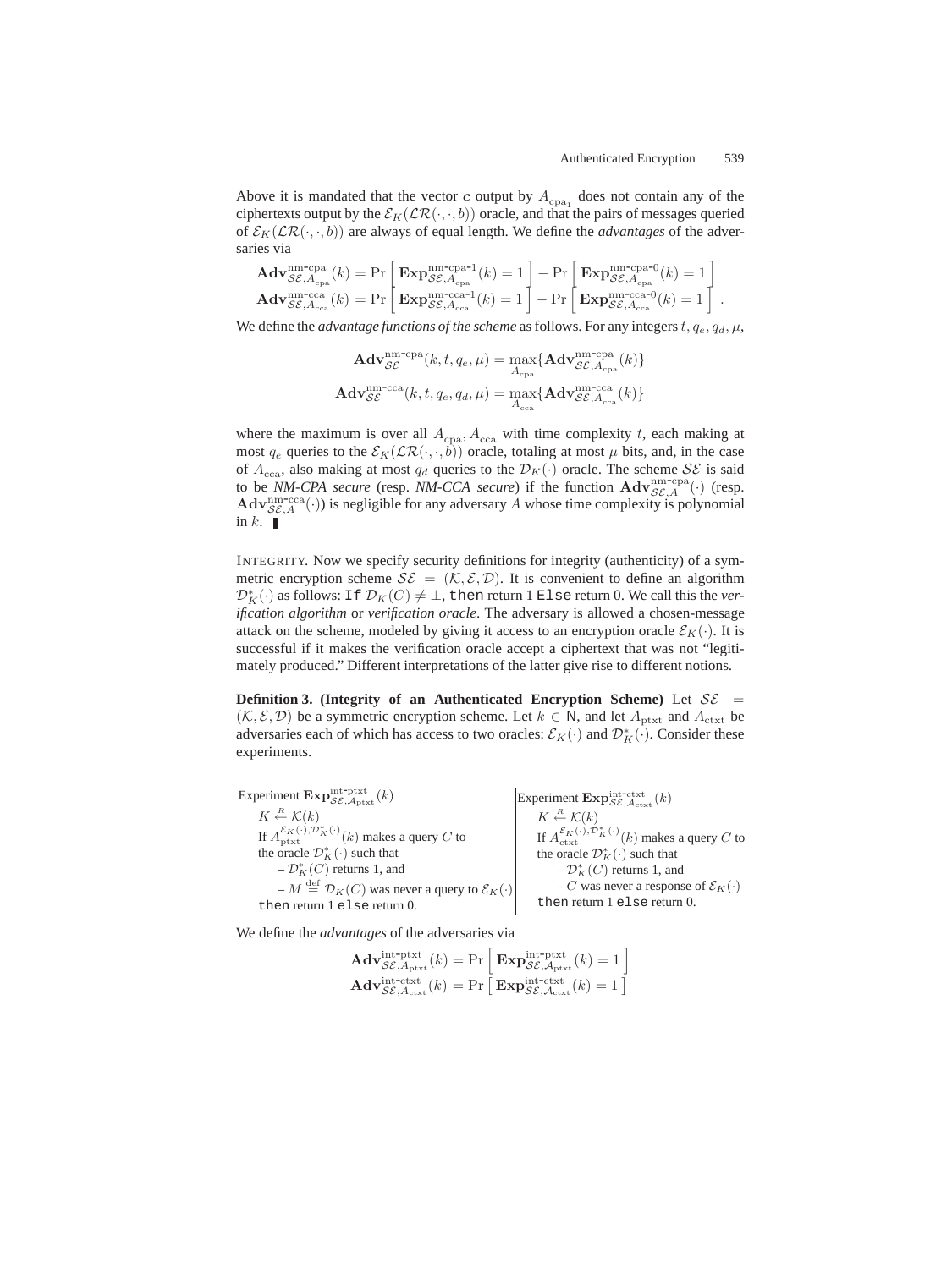Above it is mandated that the vector $\boldsymbol{c}$ output by $A_{\mathrm{cpa}_1}$ does not contain any of the ciphertexts output by the $\mathcal{E}_K(\mathcal{LR}(\cdot,\cdot,b))$ oracle, and that the pairs of messages queried of $\mathcal{E}_K(\mathcal{LR}(\cdot,\cdot,b))$ are always of equal length. We define the *advantages* of the adversaries via

$$\mathbf{Adv}^{\text{nm-cpa}}_{\mathcal{SE},A_{\text{cpa}}}(k) = \Pr\left[\mathbf{Exp}^{\text{nm-cpa-}1}_{\mathcal{SE},A_{\text{cpa}}}(k) = 1\right] - \Pr\left[\mathbf{Exp}^{\text{nm-cpa-}0}_{\mathcal{SE},A_{\text{cpa}}}(k) = 1\right]$$
$$\mathbf{Adv}^{\text{nm-cca}}_{\mathcal{SE},A_{\text{cca}}}(k) = \Pr\left[\mathbf{Exp}^{\text{nm-cca-}1}_{\mathcal{SE},A_{\text{cca}}}(k) = 1\right] - \Pr\left[\mathbf{Exp}^{\text{nm-cca-}0}_{\mathcal{SE},A_{\text{cca}}}(k) = 1\right].$$

We define the *advantage functions of the scheme* as follows. For any integers $t, q_e, q_d, \mu$,

$$\mathbf{Adv}^{\text{nm-cpa}}_{\mathcal{SE}}(k,t,q_e,\mu) = \max_{A_{\text{cpa}}}\{\mathbf{Adv}^{\text{nm-cpa}}_{\mathcal{SE},A_{\text{cpa}}}(k)\}$$
$$\mathbf{Adv}^{\text{nm-cca}}_{\mathcal{SE}}(k,t,q_e,q_d,\mu) = \max_{A_{\text{cca}}}\{\mathbf{Adv}^{\text{nm-cca}}_{\mathcal{SE},A_{\text{cca}}}(k)\}$$

where the maximum is over all $A_{\text{cpa}}, A_{\text{cca}}$ with time complexity $t$, each making at most $q_e$ queries to the $\mathcal{E}_K(\mathcal{LR}(\cdot,\cdot,b))$ oracle, totaling at most $\mu$ bits, and, in the case of $A_{\text{cca}}$, also making at most $q_d$ queries to the $\mathcal{D}_K(\cdot)$ oracle. The scheme $\mathcal{SE}$ is said to be *NM-CPA secure* (resp. *NM-CCA secure*) if the function $\mathbf{Adv}^{\text{nm-cpa}}_{\mathcal{SE},A}(\cdot)$ (resp. $\mathbf{Adv}^{\text{nm-cca}}_{\mathcal{SE},A}(\cdot)$) is negligible for any adversary $A$ whose time complexity is polynomial in $k$. ∎

INTEGRITY. Now we specify security definitions for integrity (authenticity) of a symmetric encryption scheme $\mathcal{SE} = (\mathcal{K},\mathcal{E},\mathcal{D})$. It is convenient to define an algorithm $\mathcal{D}^*_K(\cdot)$ as follows: `If` $\mathcal{D}_K(C) \neq \perp$, `then` return 1 `Else` return 0. We call this the *verification algorithm* or *verification oracle*. The adversary is allowed a chosen-message attack on the scheme, modeled by giving it access to an encryption oracle $\mathcal{E}_K(\cdot)$. It is successful if it makes the verification oracle accept a ciphertext that was not "legitimately produced." Different interpretations of the latter give rise to different notions.

**Definition 3. (Integrity of an Authenticated Encryption Scheme)** Let $\mathcal{SE} = (\mathcal{K},\mathcal{E},\mathcal{D})$ be a symmetric encryption scheme. Let $k \in \mathsf{N}$, and let $A_{\text{ptxt}}$ and $A_{\text{ctxt}}$ be adversaries each of which has access to two oracles: $\mathcal{E}_K(\cdot)$ and $\mathcal{D}^*_K(\cdot)$. Consider these experiments.

Experiment $\mathbf{Exp}^{\text{int-ptxt}}_{\mathcal{SE},\mathcal{A}_{\text{ptxt}}}(k)$
- $K \stackrel{R}{\leftarrow} \mathcal{K}(k)$
- If $A^{\mathcal{E}_K(\cdot),\mathcal{D}^*_K(\cdot)}_{\text{ptxt}}(k)$ makes a query $C$ to the oracle $\mathcal{D}^*_K(\cdot)$ such that
  - $\mathcal{D}^*_K(C)$ returns 1, and
  - $M \stackrel{\text{def}}{=} \mathcal{D}_K(C)$ was never a query to $\mathcal{E}_K(\cdot)$
- `then` return 1 `else` return 0.

Experiment $\mathbf{Exp}^{\text{int-ctxt}}_{\mathcal{SE},\mathcal{A}_{\text{ctxt}}}(k)$
- $K \stackrel{R}{\leftarrow} \mathcal{K}(k)$
- If $A^{\mathcal{E}_K(\cdot),\mathcal{D}^*_K(\cdot)}_{\text{ctxt}}(k)$ makes a query $C$ to the oracle $\mathcal{D}^*_K(\cdot)$ such that
  - $\mathcal{D}^*_K(C)$ returns 1, and
  - $C$ was never a response of $\mathcal{E}_K(\cdot)$
- `then` return 1 `else` return 0.

We define the *advantages* of the adversaries via

$$\mathbf{Adv}^{\text{int-ptxt}}_{\mathcal{SE},A_{\text{ptxt}}}(k) = \Pr\left[\mathbf{Exp}^{\text{int-ptxt}}_{\mathcal{SE},\mathcal{A}_{\text{ptxt}}}(k) = 1\right]$$
$$\mathbf{Adv}^{\text{int-ctxt}}_{\mathcal{SE},A_{\text{ctxt}}}(k) = \Pr\left[\mathbf{Exp}^{\text{int-ctxt}}_{\mathcal{SE},\mathcal{A}_{\text{ctxt}}}(k) = 1\right]$$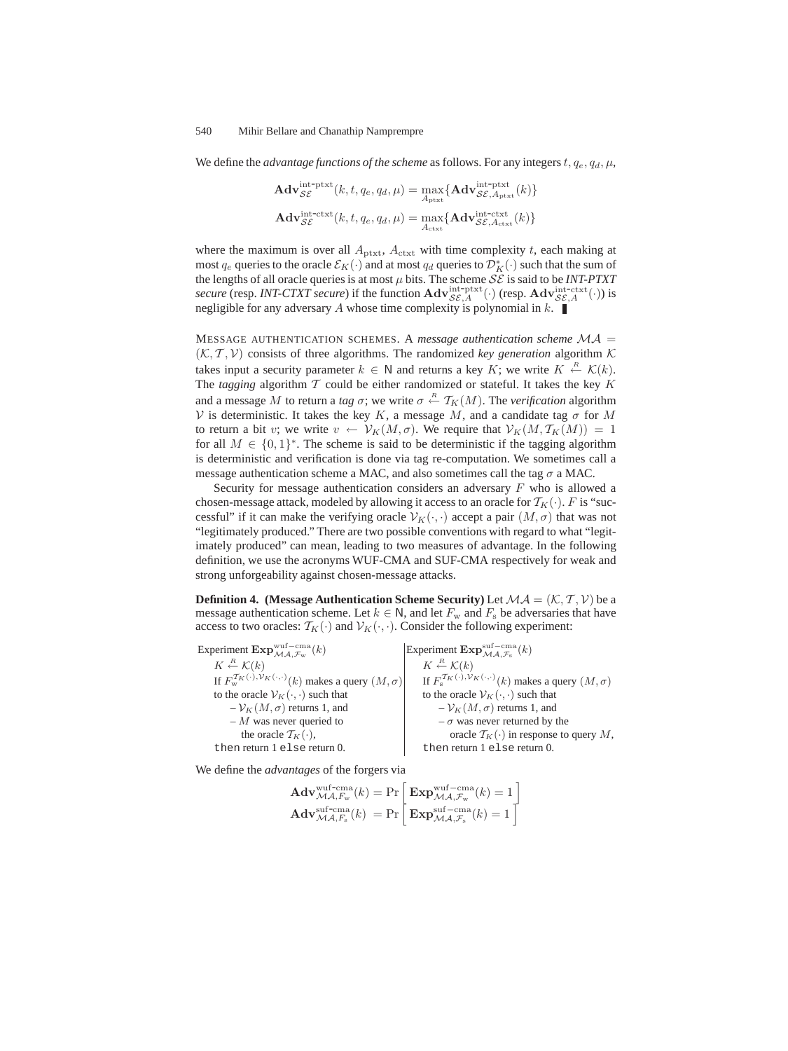We define the *advantage functions of the scheme* as follows. For any integers $t, q_e, q_d, \mu$,

$$\mathbf{Adv}^{\text{int-ptxt}}_{\mathcal{SE}}(k, t, q_e, q_d, \mu) = \max_{A_{\text{ptxt}}}\{\mathbf{Adv}^{\text{int-ptxt}}_{\mathcal{SE}, A_{\text{ptxt}}}(k)\}$$

$$\mathbf{Adv}^{\text{int-ctxt}}_{\mathcal{SE}}(k, t, q_e, q_d, \mu) = \max_{A_{\text{ctxt}}}\{\mathbf{Adv}^{\text{int-ctxt}}_{\mathcal{SE}, A_{\text{ctxt}}}(k)\}$$

where the maximum is over all $A_{\text{ptxt}}$, $A_{\text{ctxt}}$ with time complexity $t$, each making at most $q_e$ queries to the oracle $\mathcal{E}_K(\cdot)$ and at most $q_d$ queries to $\mathcal{D}^*_K(\cdot)$ such that the sum of the lengths of all oracle queries is at most $\mu$ bits. The scheme $\mathcal{SE}$ is said to be ***INT-PTXT secure*** (resp. ***INT-CTXT secure***) if the function $\mathbf{Adv}^{\text{int-ptxt}}_{\mathcal{SE},A}(\cdot)$ (resp. $\mathbf{Adv}^{\text{int-ctxt}}_{\mathcal{SE},A}(\cdot)$) is negligible for any adversary $A$ whose time complexity is polynomial in $k$. ∎

MESSAGE AUTHENTICATION SCHEMES. A *message authentication scheme* $\mathcal{MA} = (\mathcal{K}, \mathcal{T}, \mathcal{V})$ consists of three algorithms. The randomized *key generation* algorithm $\mathcal{K}$ takes input a security parameter $k \in \mathsf{N}$ and returns a key $K$; we write $K \xleftarrow{R} \mathcal{K}(k)$. The *tagging* algorithm $\mathcal{T}$ could be either randomized or stateful. It takes the key $K$ and a message $M$ to return a *tag* $\sigma$; we write $\sigma \xleftarrow{R} \mathcal{T}_K(M)$. The *verification* algorithm $\mathcal{V}$ is deterministic. It takes the key $K$, a message $M$, and a candidate tag $\sigma$ for $M$ to return a bit $v$; we write $v \leftarrow \mathcal{V}_K(M, \sigma)$. We require that $\mathcal{V}_K(M, \mathcal{T}_K(M)) = 1$ for all $M \in \{0,1\}^*$. The scheme is said to be deterministic if the tagging algorithm is deterministic and verification is done via tag re-computation. We sometimes call a message authentication scheme a MAC, and also sometimes call the tag $\sigma$ a MAC.

Security for message authentication considers an adversary $F$ who is allowed a chosen-message attack, modeled by allowing it access to an oracle for $\mathcal{T}_K(\cdot)$. $F$ is "successful" if it can make the verifying oracle $\mathcal{V}_K(\cdot,\cdot)$ accept a pair $(M, \sigma)$ that was not "legitimately produced." There are two possible conventions with regard to what "legitimately produced" can mean, leading to two measures of advantage. In the following definition, we use the acronyms WUF-CMA and SUF-CMA respectively for weak and strong unforgeability against chosen-message attacks.

**Definition 4. (Message Authentication Scheme Security)** Let $\mathcal{MA} = (\mathcal{K}, \mathcal{T}, \mathcal{V})$ be a message authentication scheme. Let $k \in \mathsf{N}$, and let $F_{\text{w}}$ and $F_{\text{s}}$ be adversaries that have access to two oracles: $\mathcal{T}_K(\cdot)$ and $\mathcal{V}_K(\cdot,\cdot)$. Consider the following experiment:

| Experiment $\mathbf{Exp}^{\text{wuf-cma}}_{\mathcal{MA},\mathcal{F}_{\text{w}}}(k)$ | Experiment $\mathbf{Exp}^{\text{suf-cma}}_{\mathcal{MA},\mathcal{F}_{\text{s}}}(k)$ |
|---|---|
| $K \xleftarrow{R} \mathcal{K}(k)$ | $K \xleftarrow{R} \mathcal{K}(k)$ |
| If $F_{\text{w}}^{\mathcal{T}_K(\cdot),\mathcal{V}_K(\cdot,\cdot)}(k)$ makes a query $(M, \sigma)$ to the oracle $\mathcal{V}_K(\cdot,\cdot)$ such that | If $F_{\text{s}}^{\mathcal{T}_K(\cdot),\mathcal{V}_K(\cdot,\cdot)}(k)$ makes a query $(M, \sigma)$ to the oracle $\mathcal{V}_K(\cdot,\cdot)$ such that |
| – $\mathcal{V}_K(M, \sigma)$ returns 1, and | – $\mathcal{V}_K(M, \sigma)$ returns 1, and |
| – $M$ was never queried to the oracle $\mathcal{T}_K(\cdot)$, | – $\sigma$ was never returned by the oracle $\mathcal{T}_K(\cdot)$ in response to query $M$, |
| `then` return 1 `else` return 0. | `then` return 1 `else` return 0. |

We define the *advantages* of the forgers via

$$\mathbf{Adv}^{\text{wuf-cma}}_{\mathcal{MA},F_{\text{w}}}(k) = \Pr\left[\mathbf{Exp}^{\text{wuf-cma}}_{\mathcal{MA},\mathcal{F}_{\text{w}}}(k) = 1\right]$$

$$\mathbf{Adv}^{\text{suf-cma}}_{\mathcal{MA},F_{\text{s}}}(k) = \Pr\left[\mathbf{Exp}^{\text{suf-cma}}_{\mathcal{MA},\mathcal{F}_{\text{s}}}(k) = 1\right]$$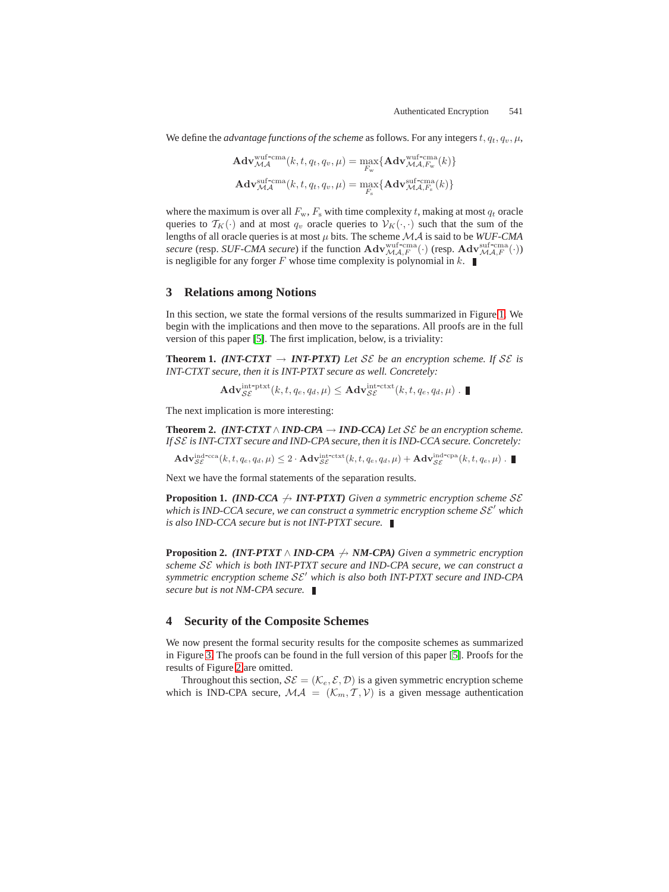We define the *advantage functions of the scheme* as follows. For any integers $t, q_t, q_v, \mu$,

$$\mathbf{Adv}^{\text{wuf-cma}}_{\mathcal{MA}}(k, t, q_t, q_v, \mu) = \max_{F_{\text{w}}}\{\mathbf{Adv}^{\text{wuf-cma}}_{\mathcal{MA}, F_{\text{w}}}(k)\}$$

$$\mathbf{Adv}^{\text{suf-cma}}_{\mathcal{MA}}(k, t, q_t, q_v, \mu) = \max_{F_{\text{s}}}\{\mathbf{Adv}^{\text{suf-cma}}_{\mathcal{MA}, F_{\text{s}}}(k)\}$$

where the maximum is over all $F_{\text{w}}$, $F_{\text{s}}$ with time complexity $t$, making at most $q_t$ oracle queries to $\mathcal{T}_K(\cdot)$ and at most $q_v$ oracle queries to $\mathcal{V}_K(\cdot, \cdot)$ such that the sum of the lengths of all oracle queries is at most $\mu$ bits. The scheme $\mathcal{MA}$ is said to be *WUF-CMA secure* (resp. *SUF-CMA secure*) if the function $\mathbf{Adv}^{\text{wuf-cma}}_{\mathcal{MA}, F}(\cdot)$ (resp. $\mathbf{Adv}^{\text{suf-cma}}_{\mathcal{MA}, F}(\cdot)$) is negligible for any forger $F$ whose time complexity is polynomial in $k$. ∎

## 3 Relations among Notions

In this section, we state the formal versions of the results summarized in Figure 1. We begin with the implications and then move to the separations. All proofs are in the full version of this paper [5]. The first implication, below, is a triviality:

**Theorem 1.** ***(INT-CTXT → INT-PTXT)*** *Let $\mathcal{SE}$ be an encryption scheme. If $\mathcal{SE}$ is INT-CTXT secure, then it is INT-PTXT secure as well. Concretely:*

$$\mathbf{Adv}^{\text{int-ptxt}}_{\mathcal{SE}}(k, t, q_e, q_d, \mu) \leq \mathbf{Adv}^{\text{int-ctxt}}_{\mathcal{SE}}(k, t, q_e, q_d, \mu) \ . \ ∎$$

The next implication is more interesting:

**Theorem 2.** ***(INT-CTXT ∧ IND-CPA → IND-CCA)*** *Let $\mathcal{SE}$ be an encryption scheme. If $\mathcal{SE}$ is INT-CTXT secure and IND-CPA secure, then it is IND-CCA secure. Concretely:*

$$\mathbf{Adv}^{\text{ind-cca}}_{\mathcal{SE}}(k, t, q_e, q_d, \mu) \leq 2 \cdot \mathbf{Adv}^{\text{int-ctxt}}_{\mathcal{SE}}(k, t, q_e, q_d, \mu) + \mathbf{Adv}^{\text{ind-cpa}}_{\mathcal{SE}}(k, t, q_e, \mu) \ . \ ∎$$

Next we have the formal statements of the separation results.

**Proposition 1.** ***(IND-CCA ↛ INT-PTXT)*** *Given a symmetric encryption scheme $\mathcal{SE}$ which is IND-CCA secure, we can construct a symmetric encryption scheme $\mathcal{SE}'$ which is also IND-CCA secure but is not INT-PTXT secure.* ∎

**Proposition 2.** ***(INT-PTXT ∧ IND-CPA ↛ NM-CPA)*** *Given a symmetric encryption scheme $\mathcal{SE}$ which is both INT-PTXT secure and IND-CPA secure, we can construct a symmetric encryption scheme $\mathcal{SE}'$ which is also both INT-PTXT secure and IND-CPA secure but is not NM-CPA secure.* ∎

## 4 Security of the Composite Schemes

We now present the formal security results for the composite schemes as summarized in Figure 3. The proofs can be found in the full version of this paper [5]. Proofs for the results of Figure 2 are omitted.

Throughout this section, $\mathcal{SE} = (\mathcal{K}_e, \mathcal{E}, \mathcal{D})$ is a given symmetric encryption scheme which is IND-CPA secure, $\mathcal{MA} = (\mathcal{K}_m, \mathcal{T}, \mathcal{V})$ is a given message authentication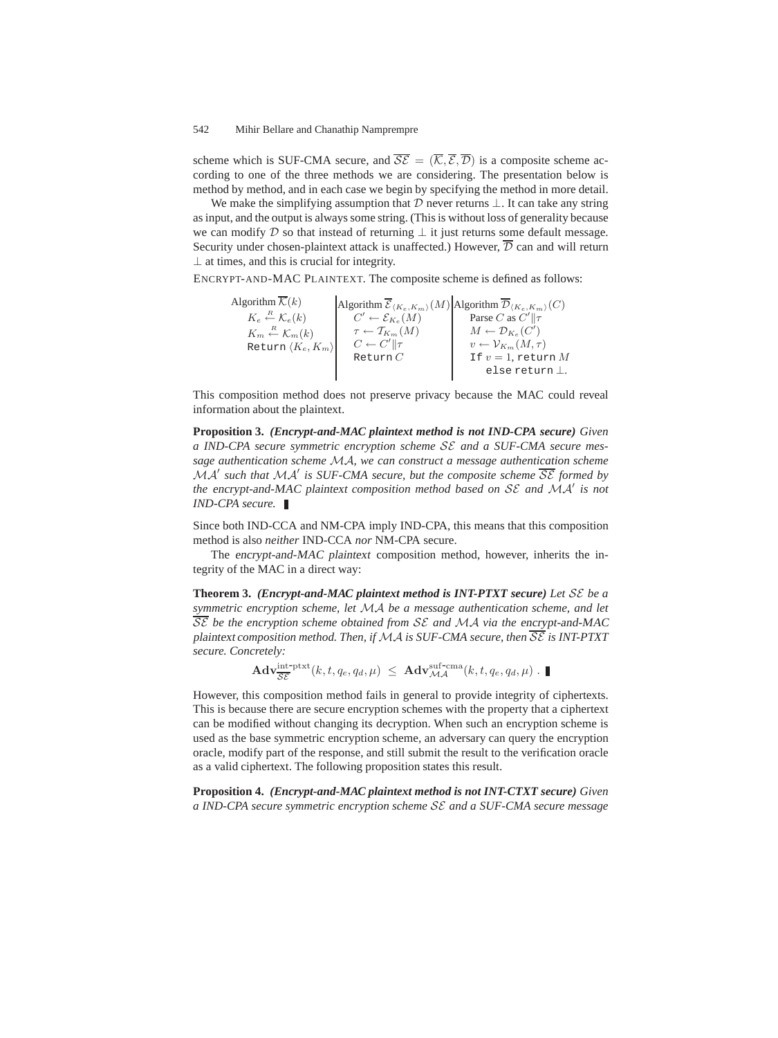scheme which is SUF-CMA secure, and $\overline{\mathcal{SE}} = (\overline{\mathcal{K}}, \overline{\mathcal{E}}, \overline{\mathcal{D}})$ is a composite scheme according to one of the three methods we are considering. The presentation below is method by method, and in each case we begin by specifying the method in more detail.

We make the simplifying assumption that $\mathcal{D}$ never returns $\perp$. It can take any string as input, and the output is always some string. (This is without loss of generality because we can modify $\mathcal{D}$ so that instead of returning $\perp$ it just returns some default message. Security under chosen-plaintext attack is unaffected.) However, $\overline{\mathcal{D}}$ can and will return $\perp$ at times, and this is crucial for integrity.

ENCRYPT-AND-MAC PLAINTEXT. The composite scheme is defined as follows:

| Algorithm $\overline{\mathcal{K}}(k)$ | Algorithm $\overline{\mathcal{E}}_{\langle K_e, K_m \rangle}(M)$ | Algorithm $\overline{\mathcal{D}}_{\langle K_e, K_m \rangle}(C)$ |
|---|---|---|
| $K_e \stackrel{R}{\leftarrow} \mathcal{K}_e(k)$ | $C' \leftarrow \mathcal{E}_{K_e}(M)$ | Parse $C$ as $C' \\| \tau$ |
| $K_m \stackrel{R}{\leftarrow} \mathcal{K}_m(k)$ | $\tau \leftarrow \mathcal{T}_{K_m}(M)$ | $M \leftarrow \mathcal{D}_{K_e}(C')$ |
| Return $\langle K_e, K_m \rangle$ | $C \leftarrow C' \\| \tau$ | $v \leftarrow \mathcal{V}_{K_m}(M, \tau)$ |
| | Return $C$ | If $v = 1$, return $M$ |
| | | else return $\perp$. |

This composition method does not preserve privacy because the MAC could reveal information about the plaintext.

**Proposition 3.** ***(Encrypt-and-MAC plaintext method is not IND-CPA secure)*** *Given a IND-CPA secure symmetric encryption scheme $\mathcal{SE}$ and a SUF-CMA secure message authentication scheme $\mathcal{MA}$, we can construct a message authentication scheme $\mathcal{MA}'$ such that $\mathcal{MA}'$ is SUF-CMA secure, but the composite scheme $\overline{\mathcal{SE}}$ formed by the encrypt-and-MAC plaintext composition method based on $\mathcal{SE}$ and $\mathcal{MA}'$ is not IND-CPA secure.* ∎

Since both IND-CCA and NM-CPA imply IND-CPA, this means that this composition method is also *neither* IND-CCA *nor* NM-CPA secure.

The *encrypt-and-MAC plaintext* composition method, however, inherits the integrity of the MAC in a direct way:

**Theorem 3.** ***(Encrypt-and-MAC plaintext method is INT-PTXT secure)*** *Let $\mathcal{SE}$ be a symmetric encryption scheme, let $\mathcal{MA}$ be a message authentication scheme, and let $\overline{\mathcal{SE}}$ be the encryption scheme obtained from $\mathcal{SE}$ and $\mathcal{MA}$ via the encrypt-and-MAC plaintext composition method. Then, if $\mathcal{MA}$ is SUF-CMA secure, then $\overline{\mathcal{SE}}$ is INT-PTXT secure. Concretely:*

$$\mathbf{Adv}^{\text{int-ptxt}}_{\overline{\mathcal{SE}}}(k, t, q_e, q_d, \mu) \;\leq\; \mathbf{Adv}^{\text{suf-cma}}_{\mathcal{MA}}(k, t, q_e, q_d, \mu) \;. \; ∎$$

However, this composition method fails in general to provide integrity of ciphertexts. This is because there are secure encryption schemes with the property that a ciphertext can be modified without changing its decryption. When such an encryption scheme is used as the base symmetric encryption scheme, an adversary can query the encryption oracle, modify part of the response, and still submit the result to the verification oracle as a valid ciphertext. The following proposition states this result.

**Proposition 4.** ***(Encrypt-and-MAC plaintext method is not INT-CTXT secure)*** *Given a IND-CPA secure symmetric encryption scheme $\mathcal{SE}$ and a SUF-CMA secure message*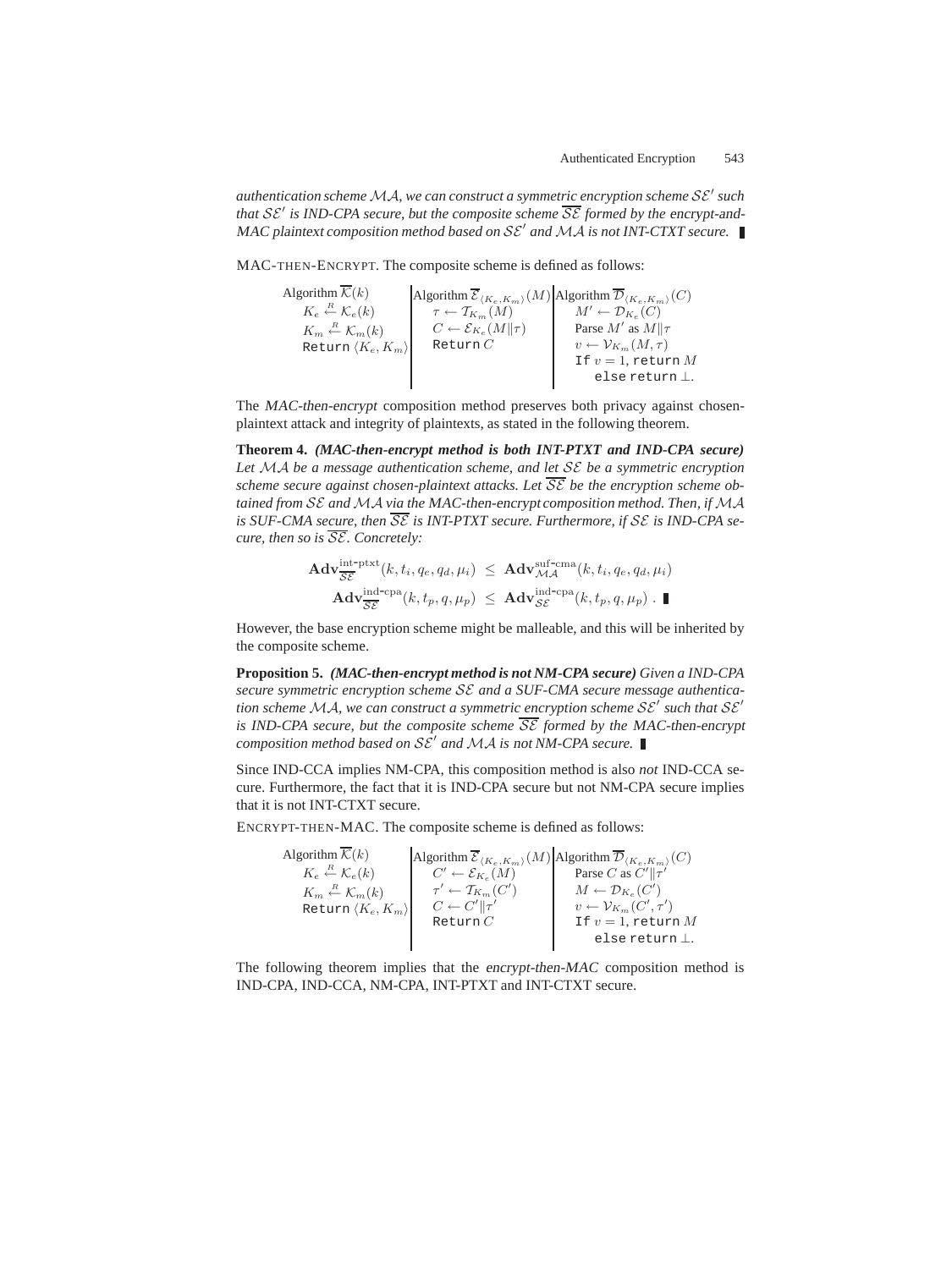*authentication scheme $\mathcal{MA}$, we can construct a symmetric encryption scheme $\mathcal{SE}'$ such that $\mathcal{SE}'$ is IND-CPA secure, but the composite scheme $\overline{\mathcal{SE}}$ formed by the encrypt-and-MAC plaintext composition method based on $\mathcal{SE}'$ and $\mathcal{MA}$ is not INT-CTXT secure.* ∎

MAC-THEN-ENCRYPT. The composite scheme is defined as follows:

| Algorithm $\overline{\mathcal{K}}(k)$ | Algorithm $\overline{\mathcal{E}}_{\langle K_e,K_m\rangle}(M)$ | Algorithm $\overline{\mathcal{D}}_{\langle K_e,K_m\rangle}(C)$ |
|---|---|---|
| $K_e \xleftarrow{R} \mathcal{K}_e(k)$ | $\tau \leftarrow \mathcal{T}_{K_m}(M)$ | $M' \leftarrow \mathcal{D}_{K_e}(C)$ |
| $K_m \xleftarrow{R} \mathcal{K}_m(k)$ | $C \leftarrow \mathcal{E}_{K_e}(M\|\tau)$ | Parse $M'$ as $M\|\tau$ |
| Return $\langle K_e, K_m\rangle$ | Return $C$ | $v \leftarrow \mathcal{V}_{K_m}(M,\tau)$ |
| | | If $v=1$, return $M$ |
| | | else return $\perp$. |

The *MAC-then-encrypt* composition method preserves both privacy against chosen-plaintext attack and integrity of plaintexts, as stated in the following theorem.

**Theorem 4.** ***(MAC-then-encrypt method is both INT-PTXT and IND-CPA secure)*** *Let $\mathcal{MA}$ be a message authentication scheme, and let $\mathcal{SE}$ be a symmetric encryption scheme secure against chosen-plaintext attacks. Let $\overline{\mathcal{SE}}$ be the encryption scheme obtained from $\mathcal{SE}$ and $\mathcal{MA}$ via the MAC-then-encrypt composition method. Then, if $\mathcal{MA}$ is SUF-CMA secure, then $\overline{\mathcal{SE}}$ is INT-PTXT secure. Furthermore, if $\mathcal{SE}$ is IND-CPA secure, then so is $\overline{\mathcal{SE}}$. Concretely:*

$$\mathbf{Adv}^{\text{int-ptxt}}_{\overline{\mathcal{SE}}}(k,t_i,q_e,q_d,\mu_i) \;\le\; \mathbf{Adv}^{\text{suf-cma}}_{\mathcal{MA}}(k,t_i,q_e,q_d,\mu_i)$$
$$\mathbf{Adv}^{\text{ind-cpa}}_{\overline{\mathcal{SE}}}(k,t_p,q,\mu_p) \;\le\; \mathbf{Adv}^{\text{ind-cpa}}_{\mathcal{SE}}(k,t_p,q,\mu_p)\,.$$ ∎

However, the base encryption scheme might be malleable, and this will be inherited by the composite scheme.

**Proposition 5.** ***(MAC-then-encrypt method is not NM-CPA secure)*** *Given a IND-CPA secure symmetric encryption scheme $\mathcal{SE}$ and a SUF-CMA secure message authentication scheme $\mathcal{MA}$, we can construct a symmetric encryption scheme $\mathcal{SE}'$ such that $\mathcal{SE}'$ is IND-CPA secure, but the composite scheme $\overline{\mathcal{SE}}$ formed by the MAC-then-encrypt composition method based on $\mathcal{SE}'$ and $\mathcal{MA}$ is not NM-CPA secure.* ∎

Since IND-CCA implies NM-CPA, this composition method is also *not* IND-CCA secure. Furthermore, the fact that it is IND-CPA secure but not NM-CPA secure implies that it is not INT-CTXT secure.

ENCRYPT-THEN-MAC. The composite scheme is defined as follows:

| Algorithm $\overline{\mathcal{K}}(k)$ | Algorithm $\overline{\mathcal{E}}_{\langle K_e,K_m\rangle}(M)$ | Algorithm $\overline{\mathcal{D}}_{\langle K_e,K_m\rangle}(C)$ |
|---|---|---|
| $K_e \xleftarrow{R} \mathcal{K}_e(k)$ | $C' \leftarrow \mathcal{E}_{K_e}(M)$ | Parse $C$ as $C'\|\tau'$ |
| $K_m \xleftarrow{R} \mathcal{K}_m(k)$ | $\tau' \leftarrow \mathcal{T}_{K_m}(C')$ | $M \leftarrow \mathcal{D}_{K_e}(C')$ |
| Return $\langle K_e, K_m\rangle$ | $C \leftarrow C'\|\tau'$ | $v \leftarrow \mathcal{V}_{K_m}(C',\tau')$ |
| | Return $C$ | If $v=1$, return $M$ |
| | | else return $\perp$. |

The following theorem implies that the *encrypt-then-MAC* composition method is IND-CPA, IND-CCA, NM-CPA, INT-PTXT and INT-CTXT secure.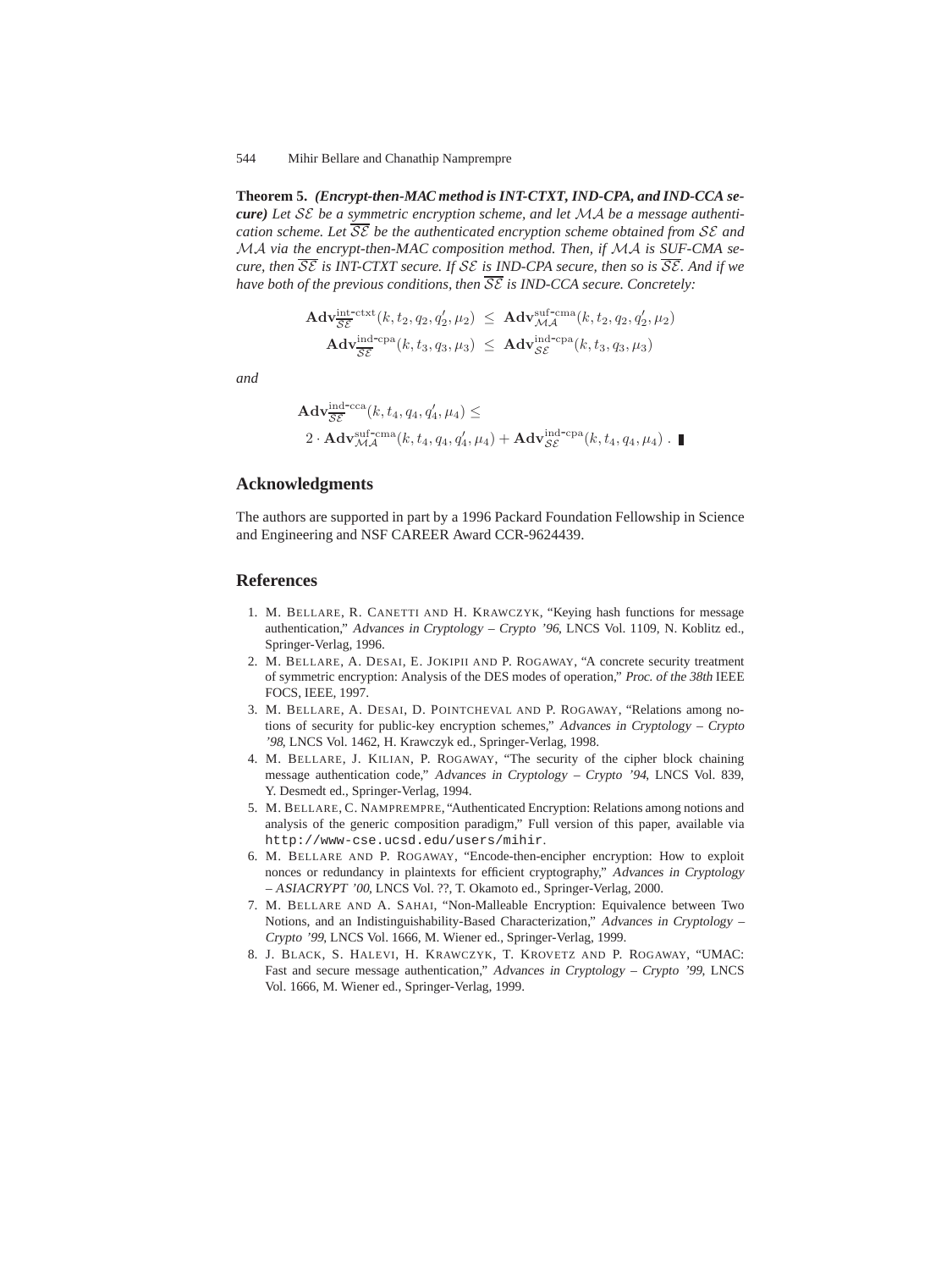**Theorem 5.** ***(Encrypt-then-MAC method is INT-CTXT, IND-CPA, and IND-CCA secure)*** *Let $\mathcal{SE}$ be a symmetric encryption scheme, and let $\mathcal{MA}$ be a message authentication scheme. Let $\overline{\mathcal{SE}}$ be the authenticated encryption scheme obtained from $\mathcal{SE}$ and $\mathcal{MA}$ via the encrypt-then-MAC composition method. Then, if $\mathcal{MA}$ is SUF-CMA secure, then $\overline{\mathcal{SE}}$ is INT-CTXT secure. If $\mathcal{SE}$ is IND-CPA secure, then so is $\overline{\mathcal{SE}}$. And if we have both of the previous conditions, then $\overline{\mathcal{SE}}$ is IND-CCA secure. Concretely:*

$$\mathbf{Adv}^{\text{int-ctxt}}_{\overline{\mathcal{SE}}}(k, t_2, q_2, q_2', \mu_2) \;\leq\; \mathbf{Adv}^{\text{suf-cma}}_{\mathcal{MA}}(k, t_2, q_2, q_2', \mu_2)$$

$$\mathbf{Adv}^{\text{ind-cpa}}_{\overline{\mathcal{SE}}}(k, t_3, q_3, \mu_3) \;\leq\; \mathbf{Adv}^{\text{ind-cpa}}_{\mathcal{SE}}(k, t_3, q_3, \mu_3)$$

*and*

$$\mathbf{Adv}^{\text{ind-cca}}_{\overline{\mathcal{SE}}}(k, t_4, q_4, q_4', \mu_4) \leq$$
$$2 \cdot \mathbf{Adv}^{\text{suf-cma}}_{\mathcal{MA}}(k, t_4, q_4, q_4', \mu_4) + \mathbf{Adv}^{\text{ind-cpa}}_{\mathcal{SE}}(k, t_4, q_4, \mu_4)\;. \;\blacksquare$$

## Acknowledgments

The authors are supported in part by a 1996 Packard Foundation Fellowship in Science and Engineering and NSF CAREER Award CCR-9624439.

## References

1. M. Bellare, R. Canetti and H. Krawczyk, "Keying hash functions for message authentication," *Advances in Cryptology – Crypto '96*, LNCS Vol. 1109, N. Koblitz ed., Springer-Verlag, 1996.
2. M. Bellare, A. Desai, E. Jokipii and P. Rogaway, "A concrete security treatment of symmetric encryption: Analysis of the DES modes of operation," *Proc. of the 38th* IEEE FOCS, IEEE, 1997.
3. M. Bellare, A. Desai, D. Pointcheval and P. Rogaway, "Relations among notions of security for public-key encryption schemes," *Advances in Cryptology – Crypto '98*, LNCS Vol. 1462, H. Krawczyk ed., Springer-Verlag, 1998.
4. M. Bellare, J. Kilian, P. Rogaway, "The security of the cipher block chaining message authentication code," *Advances in Cryptology – Crypto '94*, LNCS Vol. 839, Y. Desmedt ed., Springer-Verlag, 1994.
5. M. Bellare, C. Namprempre, "Authenticated Encryption: Relations among notions and analysis of the generic composition paradigm," Full version of this paper, available via `http://www-cse.ucsd.edu/users/mihir`.
6. M. Bellare and P. Rogaway, "Encode-then-encipher encryption: How to exploit nonces or redundancy in plaintexts for efficient cryptography," *Advances in Cryptology – ASIACRYPT '00*, LNCS Vol. ??, T. Okamoto ed., Springer-Verlag, 2000.
7. M. Bellare and A. Sahai, "Non-Malleable Encryption: Equivalence between Two Notions, and an Indistinguishability-Based Characterization," *Advances in Cryptology – Crypto '99*, LNCS Vol. 1666, M. Wiener ed., Springer-Verlag, 1999.
8. J. Black, S. Halevi, H. Krawczyk, T. Krovetz and P. Rogaway, "UMAC: Fast and secure message authentication," *Advances in Cryptology – Crypto '99*, LNCS Vol. 1666, M. Wiener ed., Springer-Verlag, 1999.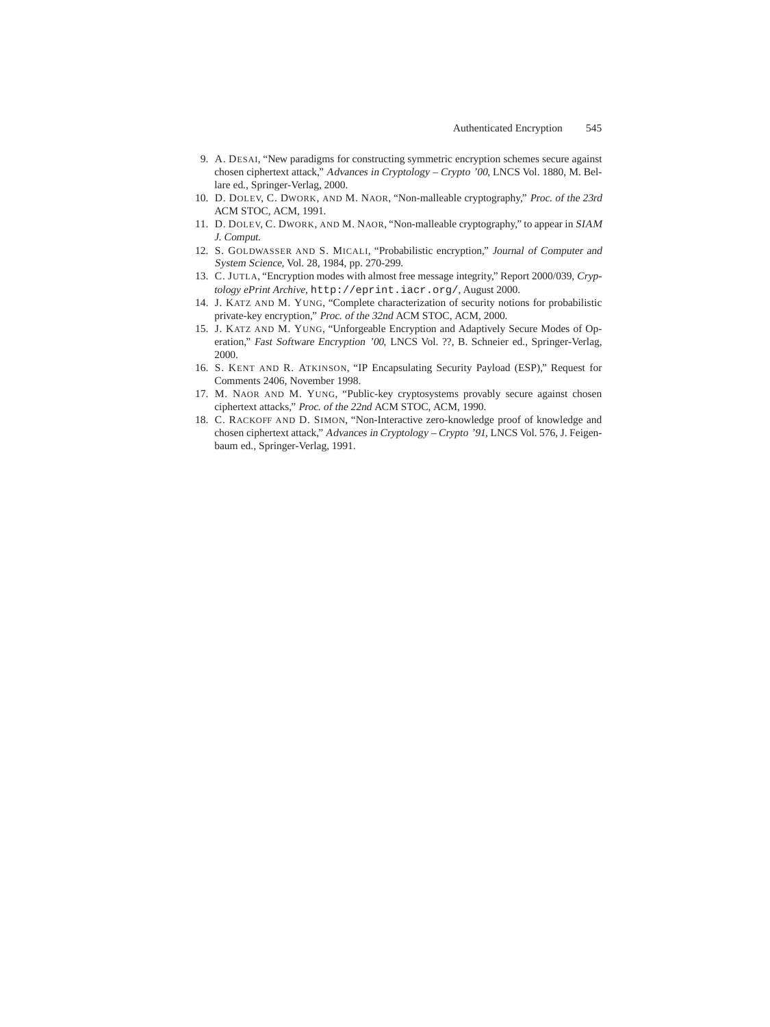9. A. Desai, "New paradigms for constructing symmetric encryption schemes secure against chosen ciphertext attack," *Advances in Cryptology – Crypto '00*, LNCS Vol. 1880, M. Bellare ed., Springer-Verlag, 2000.
10. D. Dolev, C. Dwork, and M. Naor, "Non-malleable cryptography," *Proc. of the 23rd* ACM STOC, ACM, 1991.
11. D. Dolev, C. Dwork, and M. Naor, "Non-malleable cryptography," to appear in *SIAM J. Comput.*
12. S. Goldwasser and S. Micali, "Probabilistic encryption," *Journal of Computer and System Science*, Vol. 28, 1984, pp. 270-299.
13. C. Jutla, "Encryption modes with almost free message integrity," Report 2000/039, *Cryptology ePrint Archive*, `http://eprint.iacr.org/`, August 2000.
14. J. Katz and M. Yung, "Complete characterization of security notions for probabilistic private-key encryption," *Proc. of the 32nd* ACM STOC, ACM, 2000.
15. J. Katz and M. Yung, "Unforgeable Encryption and Adaptively Secure Modes of Operation," *Fast Software Encryption '00*, LNCS Vol. ??, B. Schneier ed., Springer-Verlag, 2000.
16. S. Kent and R. Atkinson, "IP Encapsulating Security Payload (ESP)," Request for Comments 2406, November 1998.
17. M. Naor and M. Yung, "Public-key cryptosystems provably secure against chosen ciphertext attacks," *Proc. of the 22nd* ACM STOC, ACM, 1990.
18. C. Rackoff and D. Simon, "Non-Interactive zero-knowledge proof of knowledge and chosen ciphertext attack," *Advances in Cryptology – Crypto '91*, LNCS Vol. 576, J. Feigenbaum ed., Springer-Verlag, 1991.